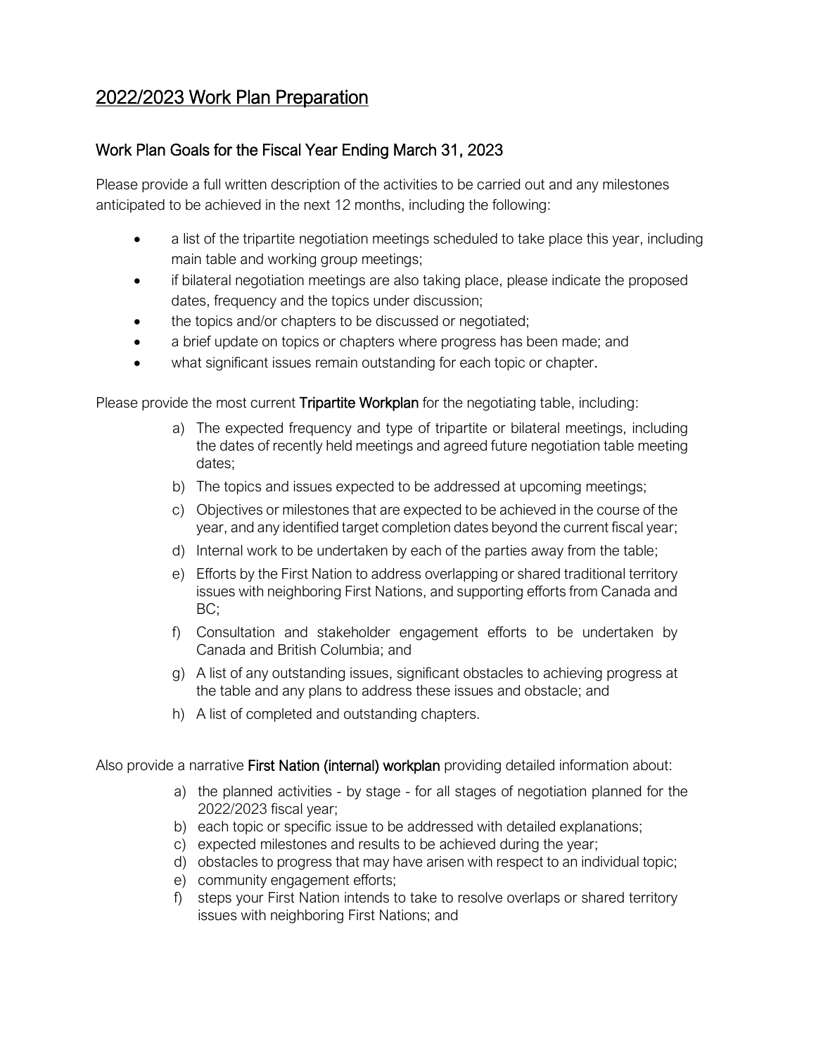# 2022/2023 Work Plan Preparation

## Work Plan Goals for the Fiscal Year Ending March 31, 2023

Please provide a full written description of the activities to be carried out and any milestones anticipated to be achieved in the next 12 months, including the following:

- a list of the tripartite negotiation meetings scheduled to take place this year, including main table and working group meetings;
- if bilateral negotiation meetings are also taking place, please indicate the proposed dates, frequency and the topics under discussion;
- the topics and/or chapters to be discussed or negotiated;
- a brief update on topics or chapters where progress has been made; and
- what significant issues remain outstanding for each topic or chapter.

Please provide the most current **Tripartite Workplan** for the negotiating table, including:

a) The expected frequency and type of tripartite or bilateral meetings, including the dates of recently held meetings and agreed future negotiation table meeting dates;
b) The topics and issues expected to be addressed at upcoming meetings;
c) Objectives or milestones that are expected to be achieved in the course of the year, and any identified target completion dates beyond the current fiscal year;
d) Internal work to be undertaken by each of the parties away from the table;
e) Efforts by the First Nation to address overlapping or shared traditional territory issues with neighboring First Nations, and supporting efforts from Canada and BC;
f) Consultation and stakeholder engagement efforts to be undertaken by Canada and British Columbia; and
g) A list of any outstanding issues, significant obstacles to achieving progress at the table and any plans to address these issues and obstacle; and
h) A list of completed and outstanding chapters.

Also provide a narrative **First Nation (internal) workplan** providing detailed information about:

a) the planned activities - by stage - for all stages of negotiation planned for the 2022/2023 fiscal year;
b) each topic or specific issue to be addressed with detailed explanations;
c) expected milestones and results to be achieved during the year;
d) obstacles to progress that may have arisen with respect to an individual topic;
e) community engagement efforts;
f) steps your First Nation intends to take to resolve overlaps or shared territory issues with neighboring First Nations; and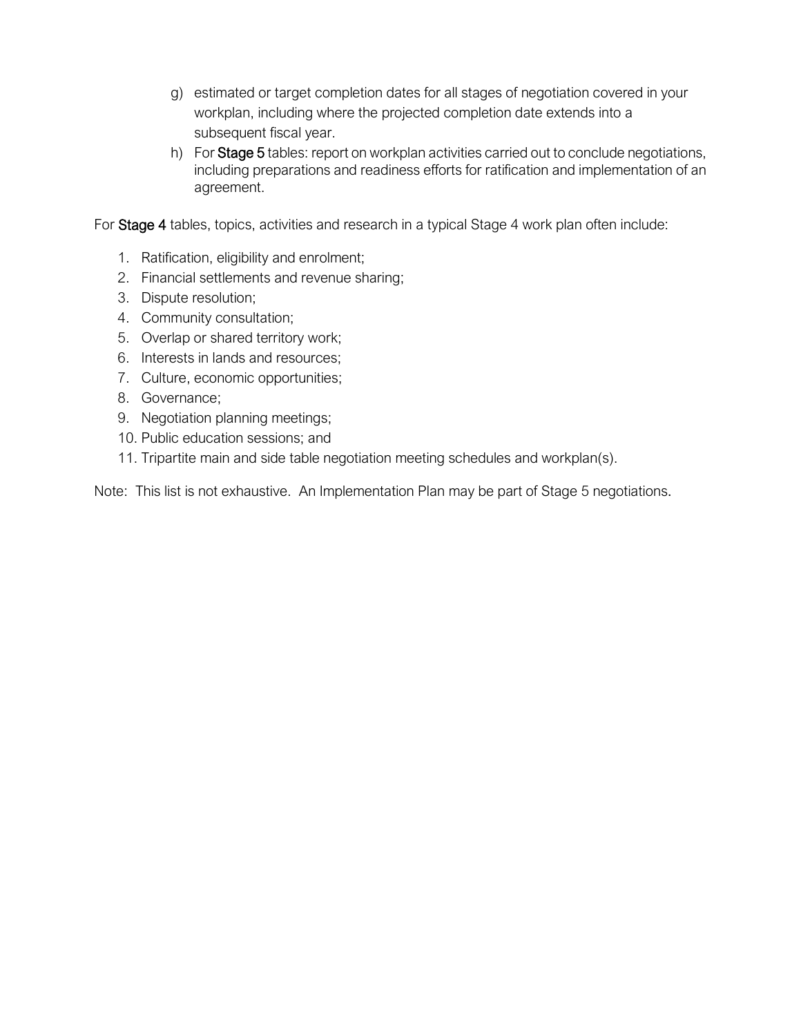g) estimated or target completion dates for all stages of negotiation covered in your workplan, including where the projected completion date extends into a subsequent fiscal year.

h) For **Stage 5** tables: report on workplan activities carried out to conclude negotiations, including preparations and readiness efforts for ratification and implementation of an agreement.

For **Stage 4** tables, topics, activities and research in a typical Stage 4 work plan often include:

1. Ratification, eligibility and enrolment;
2. Financial settlements and revenue sharing;
3. Dispute resolution;
4. Community consultation;
5. Overlap or shared territory work;
6. Interests in lands and resources;
7. Culture, economic opportunities;
8. Governance;
9. Negotiation planning meetings;
10. Public education sessions; and
11. Tripartite main and side table negotiation meeting schedules and workplan(s).

Note: This list is not exhaustive. An Implementation Plan may be part of Stage 5 negotiations.